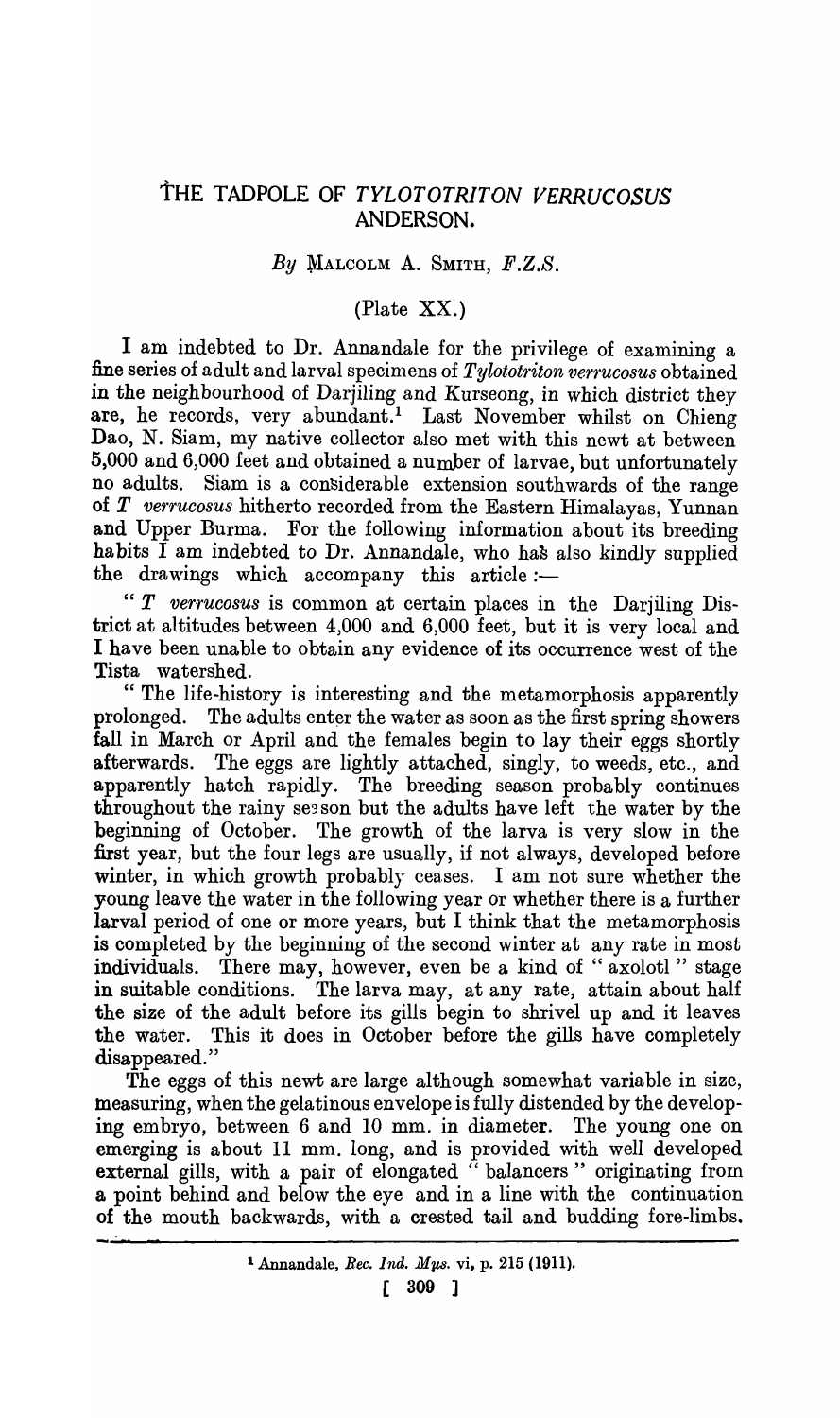# THE TADPOLE OF *TYLOTOTRITON VERRUCOSUS* ANDERSON.

*By* MALCOLM A. SMITH, *F.Z.S.*

(Plate XX.)

I am indebted to Dr. Annandale for the privilege of examining a fine series of adult and larval specimens of *Tylototriton verrucosus* obtained in the neighbourhood of Darjiling and Kurseong, in which district they are, he records, very abundant.[1] Last November whilst on Chieng Dao, N. Siam, my native collector also met with this newt at between 5,000 and 6,000 feet and obtained a number of larvae, but unfortunately no adults. Siam is a considerable extension southwards of the range of *T verrucosus* hitherto recorded from the Eastern Himalayas, Yunnan and Upper Burma. For the following information about its breeding habits I am indebted to Dr. Annandale, who has also kindly supplied the drawings which accompany this article :—

" *T verrucosus* is common at certain places in the Darjiling District at altitudes between 4,000 and 6,000 feet, but it is very local and I have been unable to obtain any evidence of its occurrence west of the Tista watershed.

" The life-history is interesting and the metamorphosis apparently prolonged. The adults enter the water as soon as the first spring showers fall in March or April and the females begin to lay their eggs shortly afterwards. The eggs are lightly attached, singly, to weeds, etc., and apparently hatch rapidly. The breeding season probably continues throughout the rainy season but the adults have left the water by the beginning of October. The growth of the larva is very slow in the first year, but the four legs are usually, if not always, developed before winter, in which growth probably ceases. I am not sure whether the young leave the water in the following year or whether there is a further larval period of one or more years, but I think that the metamorphosis is completed by the beginning of the second winter at any rate in most individuals. There may, however, even be a kind of " axolotl " stage in suitable conditions. The larva may, at any rate, attain about half the size of the adult before its gills begin to shrivel up and it leaves the water. This it does in October before the gills have completely disappeared."

The eggs of this newt are large although somewhat variable in size, measuring, when the gelatinous envelope is fully distended by the developing embryo, between 6 and 10 mm. in diameter. The young one on emerging is about 11 mm. long, and is provided with well developed external gills, with a pair of elongated " balancers " originating from a point behind and below the eye and in a line with the continuation of the mouth backwards, with a crested tail and budding fore-limbs.

[1] Annandale, *Rec. Ind. Mus.* vi, p. 215 (1911).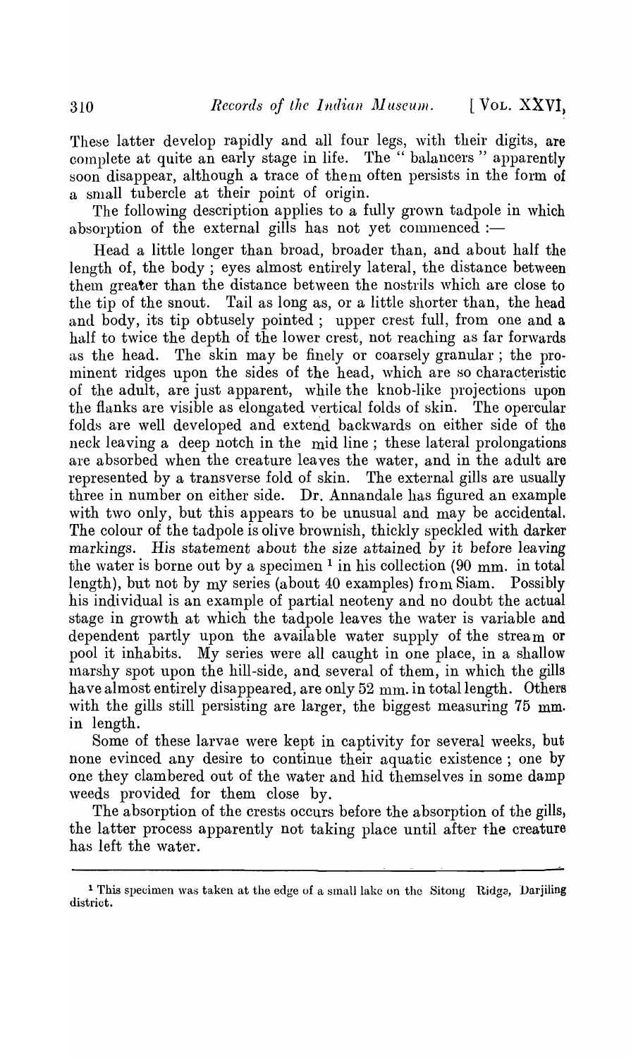These latter develop rapidly and all four legs, with their digits, are complete at quite an early stage in life. The "balancers" apparently soon disappear, although a trace of them often persists in the form of a small tubercle at their point of origin.

The following description applies to a fully grown tadpole in which absorption of the external gills has not yet commenced :—

Head a little longer than broad, broader than, and about half the length of, the body ; eyes almost entirely lateral, the distance between them greater than the distance between the nostrils which are close to the tip of the snout. Tail as long as, or a little shorter than, the head and body, its tip obtusely pointed ; upper crest full, from one and a half to twice the depth of the lower crest, not reaching as far forwards as the head. The skin may be finely or coarsely granular ; the prominent ridges upon the sides of the head, which are so characteristic of the adult, are just apparent, while the knob-like projections upon the flanks are visible as elongated vertical folds of skin. The opercular folds are well developed and extend backwards on either side of the neck leaving a deep notch in the mid line ; these lateral prolongations are absorbed when the creature leaves the water, and in the adult are represented by a transverse fold of skin. The external gills are usually three in number on either side. Dr. Annandale has figured an example with two only, but this appears to be unusual and may be accidental. The colour of the tadpole is olive brownish, thickly speckled with darker markings. His statement about the size attained by it before leaving the water is borne out by a specimen [1] in his collection (90 mm. in total length), but not by my series (about 40 examples) from Siam. Possibly his individual is an example of partial neoteny and no doubt the actual stage in growth at which the tadpole leaves the water is variable and dependent partly upon the available water supply of the stream or pool it inhabits. My series were all caught in one place, in a shallow marshy spot upon the hill-side, and several of them, in which the gills have almost entirely disappeared, are only 52 mm. in total length. Others with the gills still persisting are larger, the biggest measuring 75 mm. in length.

Some of these larvae were kept in captivity for several weeks, but none evinced any desire to continue their aquatic existence ; one by one they clambered out of the water and hid themselves in some damp weeds provided for them close by.

The absorption of the crests occurs before the absorption of the gills, the latter process apparently not taking place until after the creature has left the water.

---

[1] This specimen was taken at the edge of a small lake on the Sitong Ridge, Darjiling district.